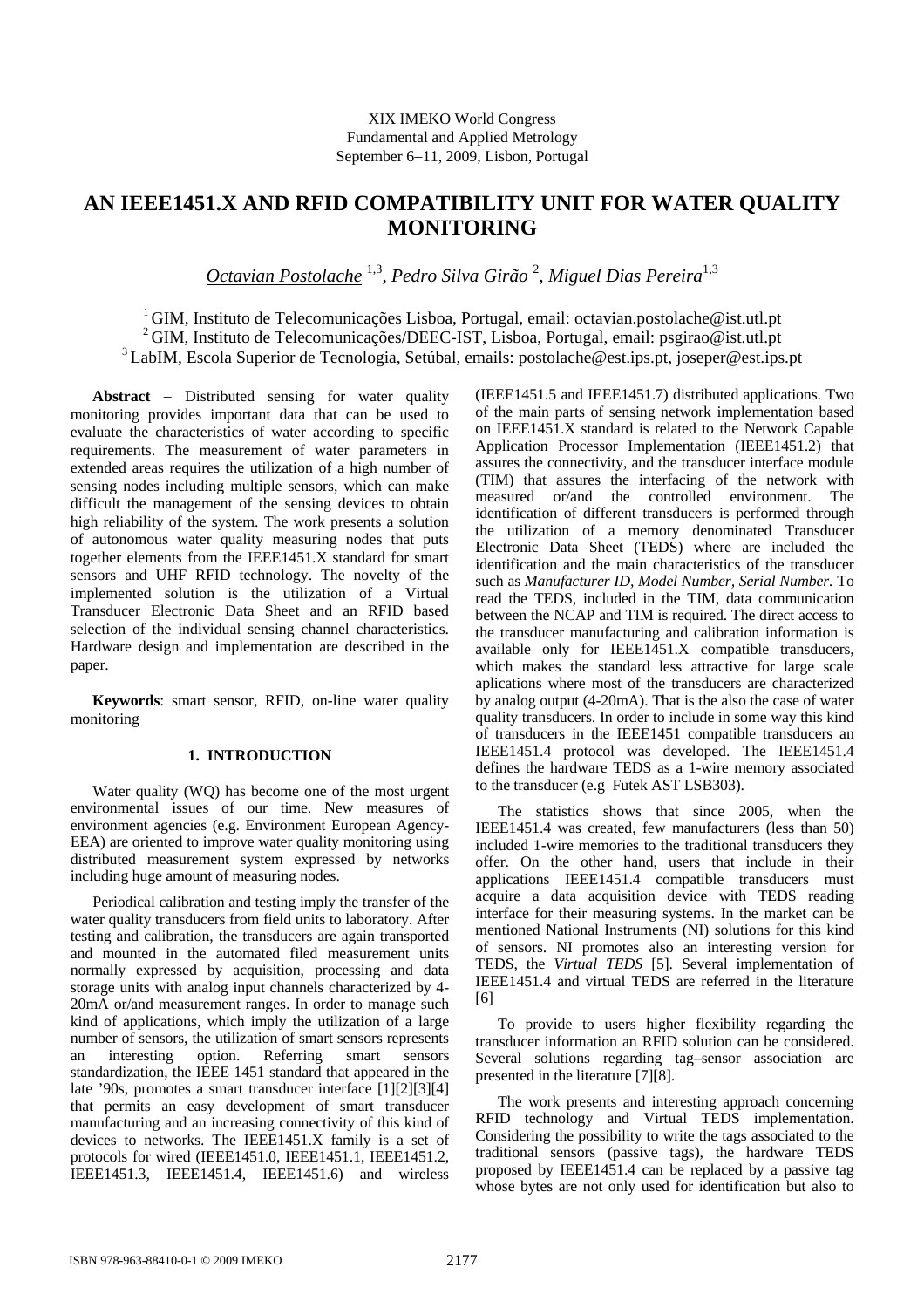XIX IMEKO World Congress
Fundamental and Applied Metrology
September 6−11, 2009, Lisbon, Portugal

# AN IEEE1451.X AND RFID COMPATIBILITY UNIT FOR WATER QUALITY MONITORING

*Octavian Postolache* [1,3], *Pedro Silva Girão* [2], *Miguel Dias Pereira*[1,3]

[1] GIM, Instituto de Telecomunicações Lisboa, Portugal, email: octavian.postolache@ist.utl.pt
[2] GIM, Instituto de Telecomunicações/DEEC-IST, Lisboa, Portugal, email: psgirao@ist.utl.pt
[3] LabIM, Escola Superior de Tecnologia, Setúbal, emails: postolache@est.ips.pt, joseper@est.ips.pt

**Abstract** – Distributed sensing for water quality monitoring provides important data that can be used to evaluate the characteristics of water according to specific requirements. The measurement of water parameters in extended areas requires the utilization of a high number of sensing nodes including multiple sensors, which can make difficult the management of the sensing devices to obtain high reliability of the system. The work presents a solution of autonomous water quality measuring nodes that puts together elements from the IEEE1451.X standard for smart sensors and UHF RFID technology. The novelty of the implemented solution is the utilization of a Virtual Transducer Electronic Data Sheet and an RFID based selection of the individual sensing channel characteristics. Hardware design and implementation are described in the paper.

**Keywords**: smart sensor, RFID, on-line water quality monitoring

## 1. INTRODUCTION

Water quality (WQ) has become one of the most urgent environmental issues of our time. New measures of environment agencies (e.g. Environment European Agency-EEA) are oriented to improve water quality monitoring using distributed measurement system expressed by networks including huge amount of measuring nodes.

Periodical calibration and testing imply the transfer of the water quality transducers from field units to laboratory. After testing and calibration, the transducers are again transported and mounted in the automated filed measurement units normally expressed by acquisition, processing and data storage units with analog input channels characterized by 4-20mA or/and measurement ranges. In order to manage such kind of applications, which imply the utilization of a large number of sensors, the utilization of smart sensors represents an interesting option. Referring smart sensors standardization, the IEEE 1451 standard that appeared in the late '90s, promotes a smart transducer interface [1][2][3][4] that permits an easy development of smart transducer manufacturing and an increasing connectivity of this kind of devices to networks. The IEEE1451.X family is a set of protocols for wired (IEEE1451.0, IEEE1451.1, IEEE1451.2, IEEE1451.3, IEEE1451.4, IEEE1451.6) and wireless (IEEE1451.5 and IEEE1451.7) distributed applications. Two of the main parts of sensing network implementation based on IEEE1451.X standard is related to the Network Capable Application Processor Implementation (IEEE1451.2) that assures the connectivity, and the transducer interface module (TIM) that assures the interfacing of the network with measured or/and the controlled environment. The identification of different transducers is performed through the utilization of a memory denominated Transducer Electronic Data Sheet (TEDS) where are included the identification and the main characteristics of the transducer such as *Manufacturer ID*, *Model Number*, *Serial Number*. To read the TEDS, included in the TIM, data communication between the NCAP and TIM is required. The direct access to the transducer manufacturing and calibration information is available only for IEEE1451.X compatible transducers, which makes the standard less attractive for large scale aplications where most of the transducers are characterized by analog output (4-20mA). That is the also the case of water quality transducers. In order to include in some way this kind of transducers in the IEEE1451 compatible transducers an IEEE1451.4 protocol was developed. The IEEE1451.4 defines the hardware TEDS as a 1-wire memory associated to the transducer (e.g Futek AST LSB303).

The statistics shows that since 2005, when the IEEE1451.4 was created, few manufacturers (less than 50) included 1-wire memories to the traditional transducers they offer. On the other hand, users that include in their applications IEEE1451.4 compatible transducers must acquire a data acquisition device with TEDS reading interface for their measuring systems. In the market can be mentioned National Instruments (NI) solutions for this kind of sensors. NI promotes also an interesting version for TEDS, the *Virtual TEDS* [5]. Several implementation of IEEE1451.4 and virtual TEDS are referred in the literature [6]

To provide to users higher flexibility regarding the transducer information an RFID solution can be considered. Several solutions regarding tag–sensor association are presented in the literature [7][8].

The work presents and interesting approach concerning RFID technology and Virtual TEDS implementation. Considering the possibility to write the tags associated to the traditional sensors (passive tags), the hardware TEDS proposed by IEEE1451.4 can be replaced by a passive tag whose bytes are not only used for identification but also to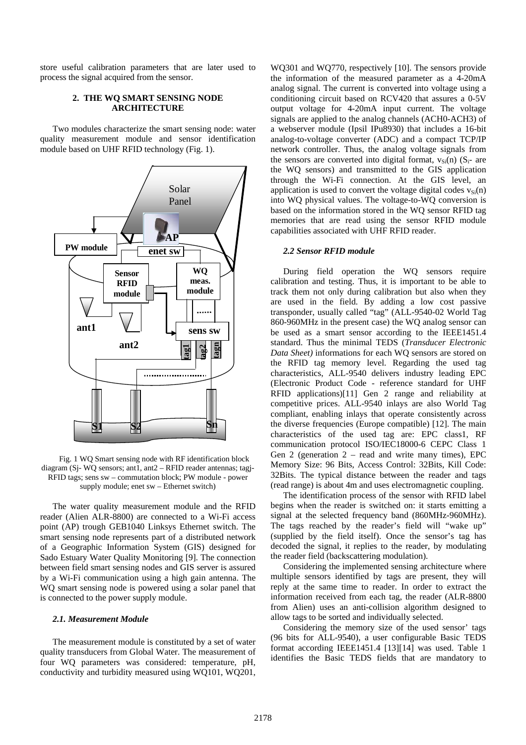store useful calibration parameters that are later used to process the signal acquired from the sensor.

## 2. THE WQ SMART SENSING NODE ARCHITECTURE

Two modules characterize the smart sensing node: water quality measurement module and sensor identification module based on UHF RFID technology (Fig. 1).

Fig. 1 WQ Smart sensing node with RF identification block diagram (Sj- WQ sensors; ant1, ant2 – RFID reader antennas; tagj- RFID tags; sens sw – commutation block; PW module - power supply module; enet sw – Ethernet switch)

The water quality measurement module and the RFID reader (Alien ALR-8800) are connected to a Wi-Fi access point (AP) trough GEB1040 Linksys Ethernet switch. The smart sensing node represents part of a distributed network of a Geographic Information System (GIS) designed for Sado Estuary Water Quality Monitoring [9]. The connection between field smart sensing nodes and GIS server is assured by a Wi-Fi communication using a high gain antenna. The WQ smart sensing node is powered using a solar panel that is connected to the power supply module.

### *2.1. Measurement Module*

The measurement module is constituted by a set of water quality transducers from Global Water. The measurement of four WQ parameters was considered: temperature, pH, conductivity and turbidity measured using WQ101, WQ201, WQ301 and WQ770, respectively [10]. The sensors provide the information of the measured parameter as a 4-20mA analog signal. The current is converted into voltage using a conditioning circuit based on RCV420 that assures a 0-5V output voltage for 4-20mA input current. The voltage signals are applied to the analog channels (ACH0-ACH3) of a webserver module (Ipsil IPu8930) that includes a 16-bit analog-to-voltage converter (ADC) and a compact TCP/IP network controller. Thus, the analog voltage signals from the sensors are converted into digital format, $v_{Si}(n)$ ($S_i$- are the WQ sensors) and transmitted to the GIS application through the Wi-Fi connection. At the GIS level, an application is used to convert the voltage digital codes $v_{Si}(n)$ into WQ physical values. The voltage-to-WQ conversion is based on the information stored in the WQ sensor RFID tag memories that are read using the sensor RFID module capabilities associated with UHF RFID reader.

### *2.2 Sensor RFID module*

During field operation the WQ sensors require calibration and testing. Thus, it is important to be able to track them not only during calibration but also when they are used in the field. By adding a low cost passive transponder, usually called "tag" (ALL-9540-02 World Tag 860-960MHz in the present case) the WQ analog sensor can be used as a smart sensor according to the IEEE1451.4 standard. Thus the minimal TEDS (*Transducer Electronic Data Sheet)* informations for each WQ sensors are stored on the RFID tag memory level. Regarding the used tag characteristics, ALL-9540 delivers industry leading EPC (Electronic Product Code - reference standard for UHF RFID applications)[11] Gen 2 range and reliability at competitive prices. ALL-9540 inlays are also World Tag compliant, enabling inlays that operate consistently across the diverse frequencies (Europe compatible) [12]. The main characteristics of the used tag are: EPC class1, RF communication protocol ISO/IEC18000-6 CEPC Class 1 Gen 2 (generation 2 – read and write many times), EPC Memory Size: 96 Bits, Access Control: 32Bits, Kill Code: 32Bits. The typical distance between the reader and tags (read range) is about 4m and uses electromagnetic coupling.

The identification process of the sensor with RFID label begins when the reader is switched on: it starts emitting a signal at the selected frequency band (860MHz-960MHz). The tags reached by the reader's field will "wake up" (supplied by the field itself). Once the sensor's tag has decoded the signal, it replies to the reader, by modulating the reader field (backscattering modulation).

Considering the implemented sensing architecture where multiple sensors identified by tags are present, they will reply at the same time to reader. In order to extract the information received from each tag, the reader (ALR-8800 from Alien) uses an anti-collision algorithm designed to allow tags to be sorted and individually selected.

Considering the memory size of the used sensor' tags (96 bits for ALL-9540), a user configurable Basic TEDS format according IEEE1451.4 [13][14] was used. Table 1 identifies the Basic TEDS fields that are mandatory to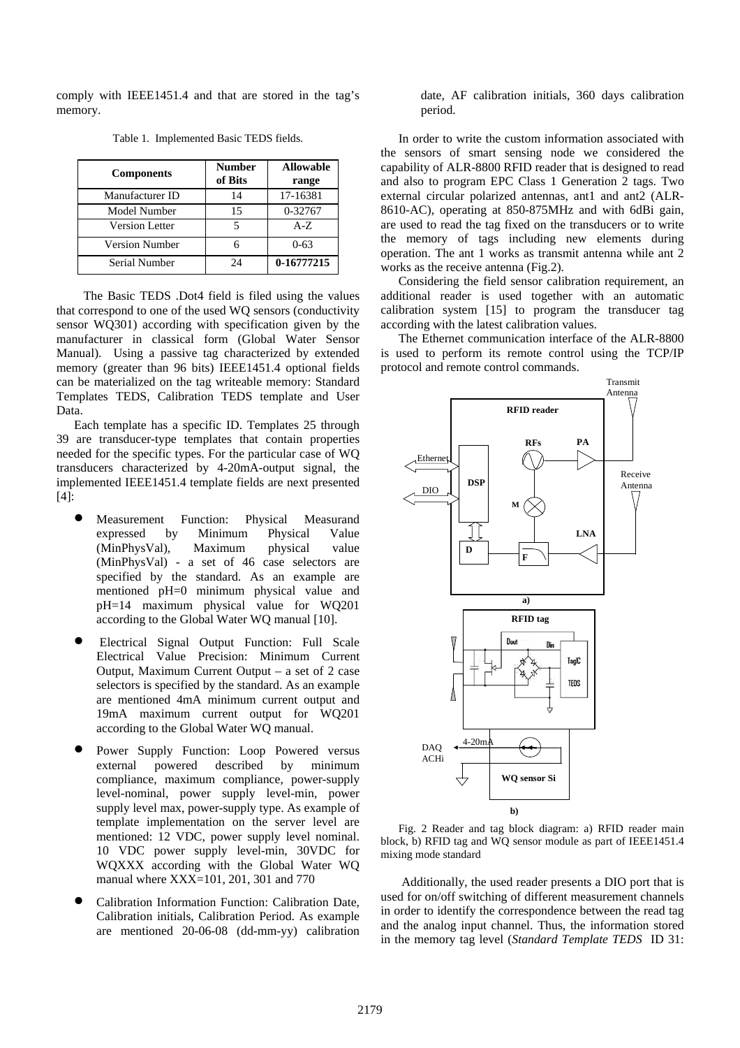comply with IEEE1451.4 and that are stored in the tag's memory.

Table 1. Implemented Basic TEDS fields.

| Components | Number of Bits | Allowable range |
|---|---|---|
| Manufacturer ID | 14 | 17-16381 |
| Model Number | 15 | 0-32767 |
| Version Letter | 5 | A-Z |
| Version Number | 6 | 0-63 |
| Serial Number | 24 | **0-16777215** |

The Basic TEDS .Dot4 field is filed using the values that correspond to one of the used WQ sensors (conductivity sensor WQ301) according with specification given by the manufacturer in classical form (Global Water Sensor Manual). Using a passive tag characterized by extended memory (greater than 96 bits) IEEE1451.4 optional fields can be materialized on the tag writeable memory: Standard Templates TEDS, Calibration TEDS template and User Data.

Each template has a specific ID. Templates 25 through 39 are transducer-type templates that contain properties needed for the specific types. For the particular case of WQ transducers characterized by 4-20mA-output signal, the implemented IEEE1451.4 template fields are next presented [4]:

- Measurement Function: Physical Measurand expressed by Minimum Physical Value (MinPhysVal), Maximum physical value (MinPhysVal) - a set of 46 case selectors are specified by the standard. As an example are mentioned pH=0 minimum physical value and pH=14 maximum physical value for WQ201 according to the Global Water WQ manual [10].
- Electrical Signal Output Function: Full Scale Electrical Value Precision: Minimum Current Output, Maximum Current Output – a set of 2 case selectors is specified by the standard. As an example are mentioned 4mA minimum current output and 19mA maximum current output for WQ201 according to the Global Water WQ manual.
- Power Supply Function: Loop Powered versus external powered described by minimum compliance, maximum compliance, power-supply level-nominal, power supply level-min, power supply level max, power-supply type. As example of template implementation on the server level are mentioned: 12 VDC, power supply level nominal. 10 VDC power supply level-min, 30VDC for WQXXX according with the Global Water WQ manual where XXX=101, 201, 301 and 770
- Calibration Information Function: Calibration Date, Calibration initials, Calibration Period. As example are mentioned 20-06-08 (dd-mm-yy) calibration date, AF calibration initials, 360 days calibration period.

In order to write the custom information associated with the sensors of smart sensing node we considered the capability of ALR-8800 RFID reader that is designed to read and also to program EPC Class 1 Generation 2 tags. Two external circular polarized antennas, ant1 and ant2 (ALR-8610-AC), operating at 850-875MHz and with 6dBi gain, are used to read the tag fixed on the transducers or to write the memory of tags including new elements during operation. The ant 1 works as transmit antenna while ant 2 works as the receive antenna (Fig.2).

Considering the field sensor calibration requirement, an additional reader is used together with an automatic calibration system [15] to program the transducer tag according with the latest calibration values.

The Ethernet communication interface of the ALR-8800 is used to perform its remote control using the TCP/IP protocol and remote control commands.

Fig. 2 Reader and tag block diagram: a) RFID reader main block, b) RFID tag and WQ sensor module as part of IEEE1451.4 mixing mode standard

Additionally, the used reader presents a DIO port that is used for on/off switching of different measurement channels in order to identify the correspondence between the read tag and the analog input channel. Thus, the information stored in the memory tag level (*Standard Template TEDS* ID 31: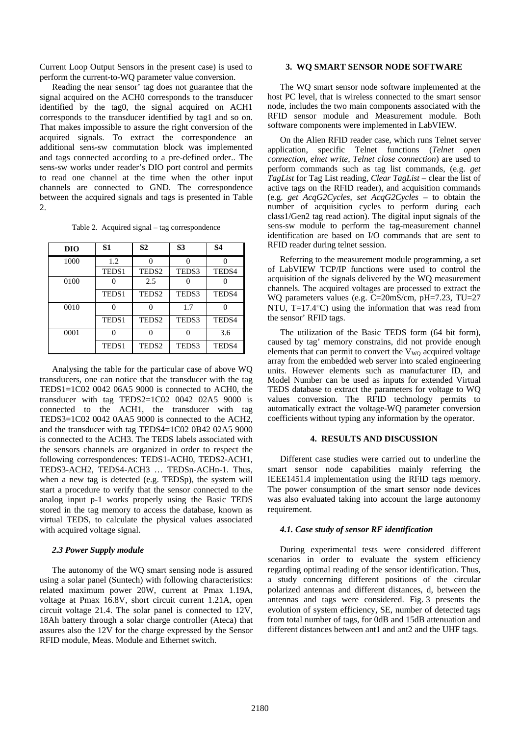Current Loop Output Sensors in the present case) is used to perform the current-to-WQ parameter value conversion.

Reading the near sensor' tag does not guarantee that the signal acquired on the ACH0 corresponds to the transducer identified by the tag0, the signal acquired on ACH1 corresponds to the transducer identified by tag1 and so on. That makes impossible to assure the right conversion of the acquired signals. To extract the correspondence an additional sens-sw commutation block was implemented and tags connected according to a pre-defined order.. The sens-sw works under reader's DIO port control and permits to read one channel at the time when the other input channels are connected to GND. The correspondence between the acquired signals and tags is presented in Table 2.

Table 2. Acquired signal – tag correspondence

| DIO | S1 | S2 | S3 | S4 |
|---|---|---|---|---|
| 1000 | 1.2 | 0 | 0 | 0 |
| | TEDS1 | TEDS2 | TEDS3 | TEDS4 |
| 0100 | 0 | 2.5 | 0 | 0 |
| | TEDS1 | TEDS2 | TEDS3 | TEDS4 |
| 0010 | 0 | 0 | 1.7 | 0 |
| | TEDS1 | TEDS2 | TEDS3 | TEDS4 |
| 0001 | 0 | 0 | 0 | 3.6 |
| | TEDS1 | TEDS2 | TEDS3 | TEDS4 |

Analysing the table for the particular case of above WQ transducers, one can notice that the transducer with the tag TEDS1=1C02 0042 06A5 9000 is connected to ACH0, the transducer with tag TEDS2=1C02 0042 02A5 9000 is connected to the ACH1, the transducer with tag TEDS3=1C02 0042 0AA5 9000 is connected to the ACH2, and the transducer with tag TEDS4=1C02 0B42 02A5 9000 is connected to the ACH3. The TEDS labels associated with the sensors channels are organized in order to respect the following correspondences: TEDS1-ACH0, TEDS2-ACH1, TEDS3-ACH2, TEDS4-ACH3 … TEDSn-ACHn-1. Thus, when a new tag is detected (e.g. TEDSp), the system will start a procedure to verify that the sensor connected to the analog input p-1 works properly using the Basic TEDS stored in the tag memory to access the database, known as virtual TEDS, to calculate the physical values associated with acquired voltage signal.

### *2.3 Power Supply module*

The autonomy of the WQ smart sensing node is assured using a solar panel (Suntech) with following characteristics: related maximum power 20W, current at Pmax 1.19A, voltage at Pmax 16.8V, short circuit current 1.21A, open circuit voltage 21.4. The solar panel is connected to 12V, 18Ah battery through a solar charge controller (Ateca) that assures also the 12V for the charge expressed by the Sensor RFID module, Meas. Module and Ethernet switch.

## 3. WQ SMART SENSOR NODE SOFTWARE

The WQ smart sensor node software implemented at the host PC level, that is wireless connected to the smart sensor node, includes the two main components associated with the RFID sensor module and Measurement module. Both software components were implemented in LabVIEW.

On the Alien RFID reader case, which runs Telnet server application, specific Telnet functions (*Telnet open connection*, *elnet write*, *Telnet close connection*) are used to perform commands such as tag list commands, (e.g. *get TagList* for Tag List reading, *Clear TagList* – clear the list of active tags on the RFID reader), and acquisition commands (e.g. *get AcqG2Cycles*, *set AcqG2Cycles* – to obtain the number of acquisition cycles to perform during each class1/Gen2 tag read action). The digital input signals of the sens-sw module to perform the tag-measurement channel identification are based on I/O commands that are sent to RFID reader during telnet session.

Referring to the measurement module programming, a set of LabVIEW TCP/IP functions were used to control the acquisition of the signals delivered by the WQ measurement channels. The acquired voltages are processed to extract the WQ parameters values (e.g. C=20mS/cm, pH=7.23, TU=27 NTU, T=17.4°C) using the information that was read from the sensor' RFID tags.

The utilization of the Basic TEDS form (64 bit form), caused by tag' memory constrains, did not provide enough elements that can permit to convert the $V_{WQ}$ acquired voltage array from the embedded web server into scaled engineering units. However elements such as manufacturer ID, and Model Number can be used as inputs for extended Virtual TEDS database to extract the parameters for voltage to WQ values conversion. The RFID technology permits to automatically extract the voltage-WQ parameter conversion coefficients without typing any information by the operator.

## 4. RESULTS AND DISCUSSION

Different case studies were carried out to underline the smart sensor node capabilities mainly referring the IEEE1451.4 implementation using the RFID tags memory. The power consumption of the smart sensor node devices was also evaluated taking into account the large autonomy requirement.

### *4.1. Case study of sensor RF identification*

During experimental tests were considered different scenarios in order to evaluate the system efficiency regarding optimal reading of the sensor identification. Thus, a study concerning different positions of the circular polarized antennas and different distances, d, between the antennas and tags were considered. Fig. 3 presents the evolution of system efficiency, SE, number of detected tags from total number of tags, for 0dB and 15dB attenuation and different distances between ant1 and ant2 and the UHF tags.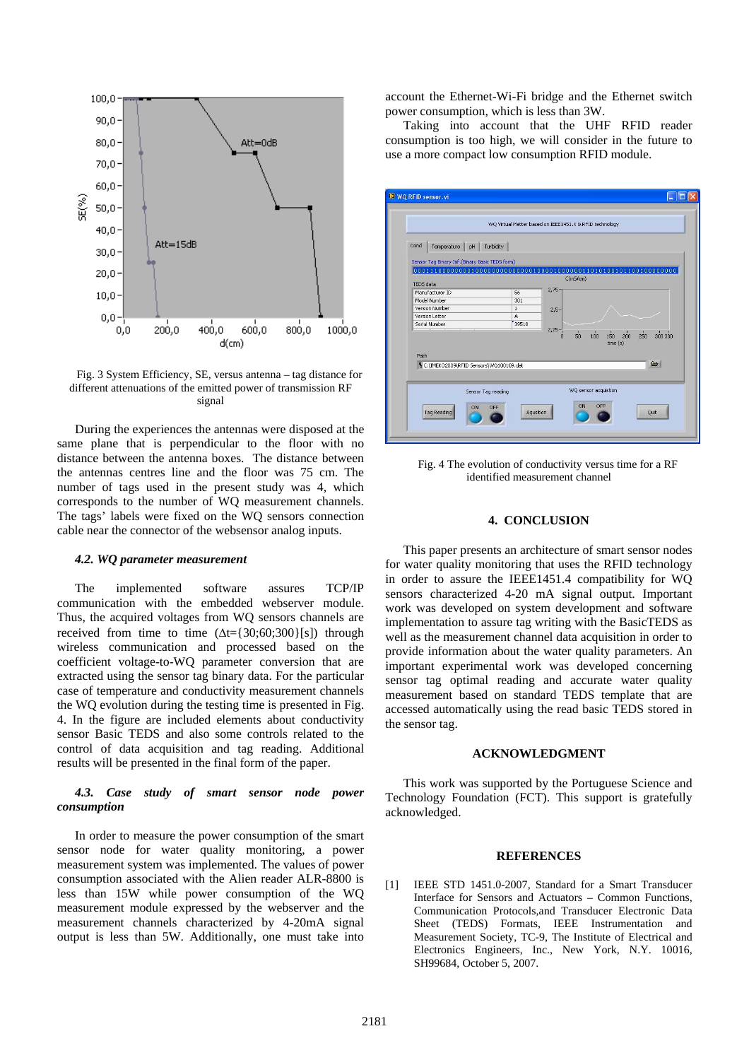Fig. 3 System Efficiency, SE, versus antenna – tag distance for different attenuations of the emitted power of transmission RF signal

During the experiences the antennas were disposed at the same plane that is perpendicular to the floor with no distance between the antenna boxes. The distance between the antennas centres line and the floor was 75 cm. The number of tags used in the present study was 4, which corresponds to the number of WQ measurement channels. The tags' labels were fixed on the WQ sensors connection cable near the connector of the websensor analog inputs.

### *4.2. WQ parameter measurement*

The implemented software assures TCP/IP communication with the embedded webserver module. Thus, the acquired voltages from WQ sensors channels are received from time to time (Δt={30;60;300}[s]) through wireless communication and processed based on the coefficient voltage-to-WQ parameter conversion that are extracted using the sensor tag binary data. For the particular case of temperature and conductivity measurement channels the WQ evolution during the testing time is presented in Fig. 4. In the figure are included elements about conductivity sensor Basic TEDS and also some controls related to the control of data acquisition and tag reading. Additional results will be presented in the final form of the paper.

### *4.3. Case study of smart sensor node power consumption*

In order to measure the power consumption of the smart sensor node for water quality monitoring, a power measurement system was implemented. The values of power consumption associated with the Alien reader ALR-8800 is less than 15W while power consumption of the WQ measurement module expressed by the webserver and the measurement channels characterized by 4-20mA signal output is less than 5W. Additionally, one must take into account the Ethernet-Wi-Fi bridge and the Ethernet switch power consumption, which is less than 3W.

Taking into account that the UHF RFID reader consumption is too high, we will consider in the future to use a more compact low consumption RFID module.

Fig. 4 The evolution of conductivity versus time for a RF identified measurement channel

## 4. CONCLUSION

This paper presents an architecture of smart sensor nodes for water quality monitoring that uses the RFID technology in order to assure the IEEE1451.4 compatibility for WQ sensors characterized 4-20 mA signal output. Important work was developed on system development and software implementation to assure tag writing with the BasicTEDS as well as the measurement channel data acquisition in order to provide information about the water quality parameters. An important experimental work was developed concerning sensor tag optimal reading and accurate water quality measurement based on standard TEDS template that are accessed automatically using the read basic TEDS stored in the sensor tag.

## ACKNOWLEDGMENT

This work was supported by the Portuguese Science and Technology Foundation (FCT). This support is gratefully acknowledged.

## REFERENCES

[1] IEEE STD 1451.0-2007, Standard for a Smart Transducer Interface for Sensors and Actuators – Common Functions, Communication Protocols,and Transducer Electronic Data Sheet (TEDS) Formats, IEEE Instrumentation and Measurement Society, TC-9, The Institute of Electrical and Electronics Engineers, Inc., New York, N.Y. 10016, SH99684, October 5, 2007.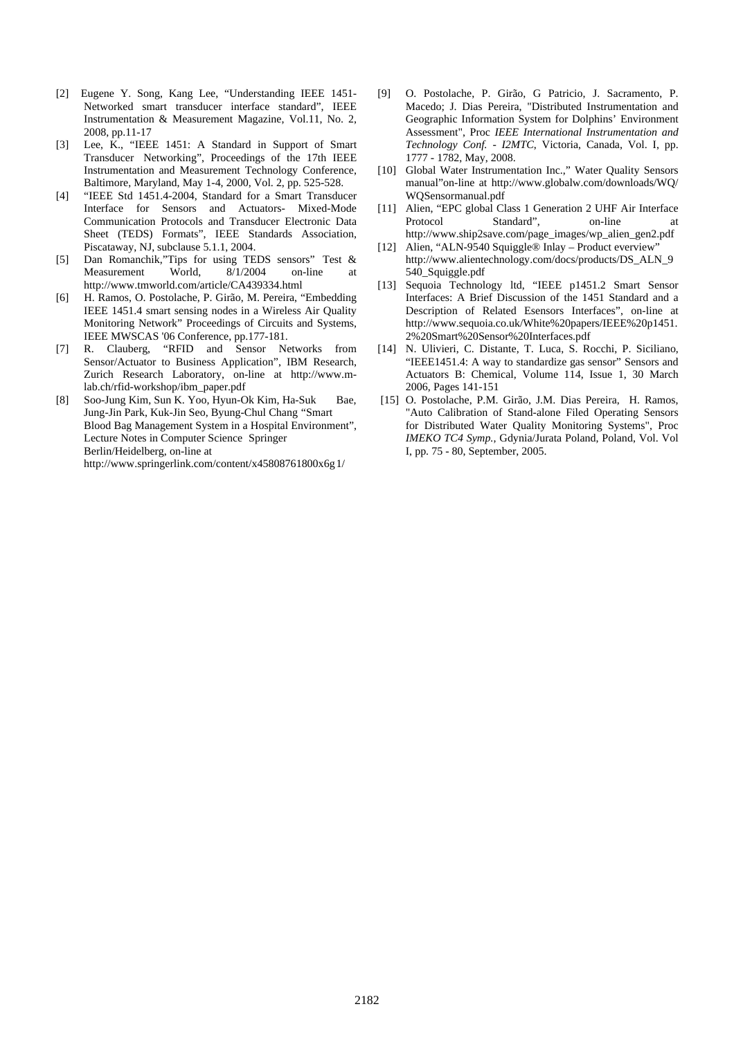[2] Eugene Y. Song, Kang Lee, "Understanding IEEE 1451-Networked smart transducer interface standard", IEEE Instrumentation & Measurement Magazine, Vol.11, No. 2, 2008, pp.11-17

[3] Lee, K., "IEEE 1451: A Standard in Support of Smart Transducer Networking", Proceedings of the 17th IEEE Instrumentation and Measurement Technology Conference, Baltimore, Maryland, May 1-4, 2000, Vol. 2, pp. 525-528.

[4] "IEEE Std 1451.4-2004, Standard for a Smart Transducer Interface for Sensors and Actuators- Mixed-Mode Communication Protocols and Transducer Electronic Data Sheet (TEDS) Formats", IEEE Standards Association, Piscataway, NJ, subclause 5.1.1, 2004.

[5] Dan Romanchik,"Tips for using TEDS sensors" Test & Measurement World, 8/1/2004 on-line at http://www.tmworld.com/article/CA439334.html

[6] H. Ramos, O. Postolache, P. Girão, M. Pereira, "Embedding IEEE 1451.4 smart sensing nodes in a Wireless Air Quality Monitoring Network" Proceedings of Circuits and Systems, IEEE MWSCAS '06 Conference, pp.177-181.

[7] R. Clauberg, "RFID and Sensor Networks from Sensor/Actuator to Business Application", IBM Research, Zurich Research Laboratory, on-line at http://www.m-lab.ch/rfid-workshop/ibm_paper.pdf

[8] Soo-Jung Kim, Sun K. Yoo, Hyun-Ok Kim, Ha-Suk Bae, Jung-Jin Park, Kuk-Jin Seo, Byung-Chul Chang "Smart Blood Bag Management System in a Hospital Environment", Lecture Notes in Computer Science Springer Berlin/Heidelberg, on-line at http://www.springerlink.com/content/x45808761800x6g1/

[9] O. Postolache, P. Girão, G Patricio, J. Sacramento, P. Macedo; J. Dias Pereira, "Distributed Instrumentation and Geographic Information System for Dolphins' Environment Assessment", Proc *IEEE International Instrumentation and Technology Conf. - I2MTC*, Victoria, Canada, Vol. I, pp. 1777 - 1782, May, 2008.

[10] Global Water Instrumentation Inc.," Water Quality Sensors manual"on-line at http://www.globalw.com/downloads/WQ/WQSensormanual.pdf

[11] Alien, "EPC global Class 1 Generation 2 UHF Air Interface Protocol Standard", on-line at http://www.ship2save.com/page_images/wp_alien_gen2.pdf

[12] Alien, "ALN-9540 Squiggle® Inlay – Product everview" http://www.alientechnology.com/docs/products/DS_ALN_9540_Squiggle.pdf

[13] Sequoia Technology ltd, "IEEE p1451.2 Smart Sensor Interfaces: A Brief Discussion of the 1451 Standard and a Description of Related Esensors Interfaces", on-line at http://www.sequoia.co.uk/White%20papers/IEEE%20p1451.2%20Smart%20Sensor%20Interfaces.pdf

[14] N. Ulivieri, C. Distante, T. Luca, S. Rocchi, P. Siciliano, "IEEE1451.4: A way to standardize gas sensor" Sensors and Actuators B: Chemical, Volume 114, Issue 1, 30 March 2006, Pages 141-151

[15] O. Postolache, P.M. Girão, J.M. Dias Pereira, H. Ramos, "Auto Calibration of Stand-alone Filed Operating Sensors for Distributed Water Quality Monitoring Systems", Proc *IMEKO TC4 Symp.*, Gdynia/Jurata Poland, Poland, Vol. Vol I, pp. 75 - 80, September, 2005.